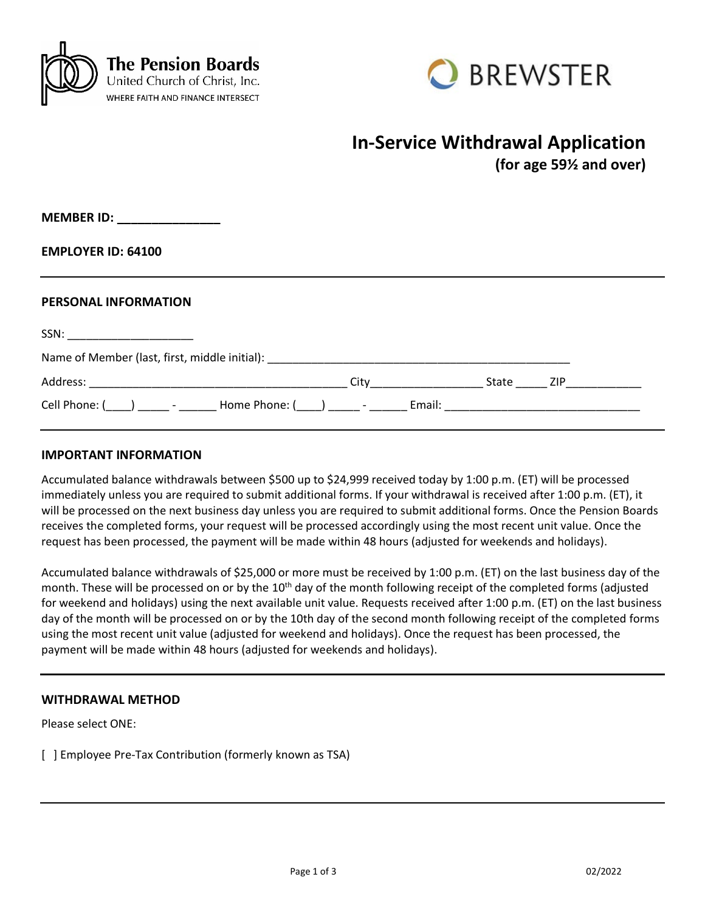The Pension Boards
United Church of Christ, Inc.
WHERE FAITH AND FINANCE INTERSECT

BREWSTER

# In-Service Withdrawal Application
## (for age 59½ and over)

**MEMBER ID: _______________**

**EMPLOYER ID: 64100**

---

### PERSONAL INFORMATION

SSN: ____________________

Name of Member (last, first, middle initial): ________________________________________________

Address: ________________________________________ City_________________ State _____ ZIP____________

Cell Phone: (____) _____ - ______ Home Phone: (____) _____ - ______ Email: ______________________________

---

### IMPORTANT INFORMATION

Accumulated balance withdrawals between $500 up to $24,999 received today by 1:00 p.m. (ET) will be processed immediately unless you are required to submit additional forms. If your withdrawal is received after 1:00 p.m. (ET), it will be processed on the next business day unless you are required to submit additional forms. Once the Pension Boards receives the completed forms, your request will be processed accordingly using the most recent unit value. Once the request has been processed, the payment will be made within 48 hours (adjusted for weekends and holidays).

Accumulated balance withdrawals of $25,000 or more must be received by 1:00 p.m. (ET) on the last business day of the month. These will be processed on or by the 10th day of the month following receipt of the completed forms (adjusted for weekend and holidays) using the next available unit value. Requests received after 1:00 p.m. (ET) on the last business day of the month will be processed on or by the 10th day of the second month following receipt of the completed forms using the most recent unit value (adjusted for weekend and holidays). Once the request has been processed, the payment will be made within 48 hours (adjusted for weekends and holidays).

---

### WITHDRAWAL METHOD

Please select ONE:

[ ] Employee Pre-Tax Contribution (formerly known as TSA)

---

02/2022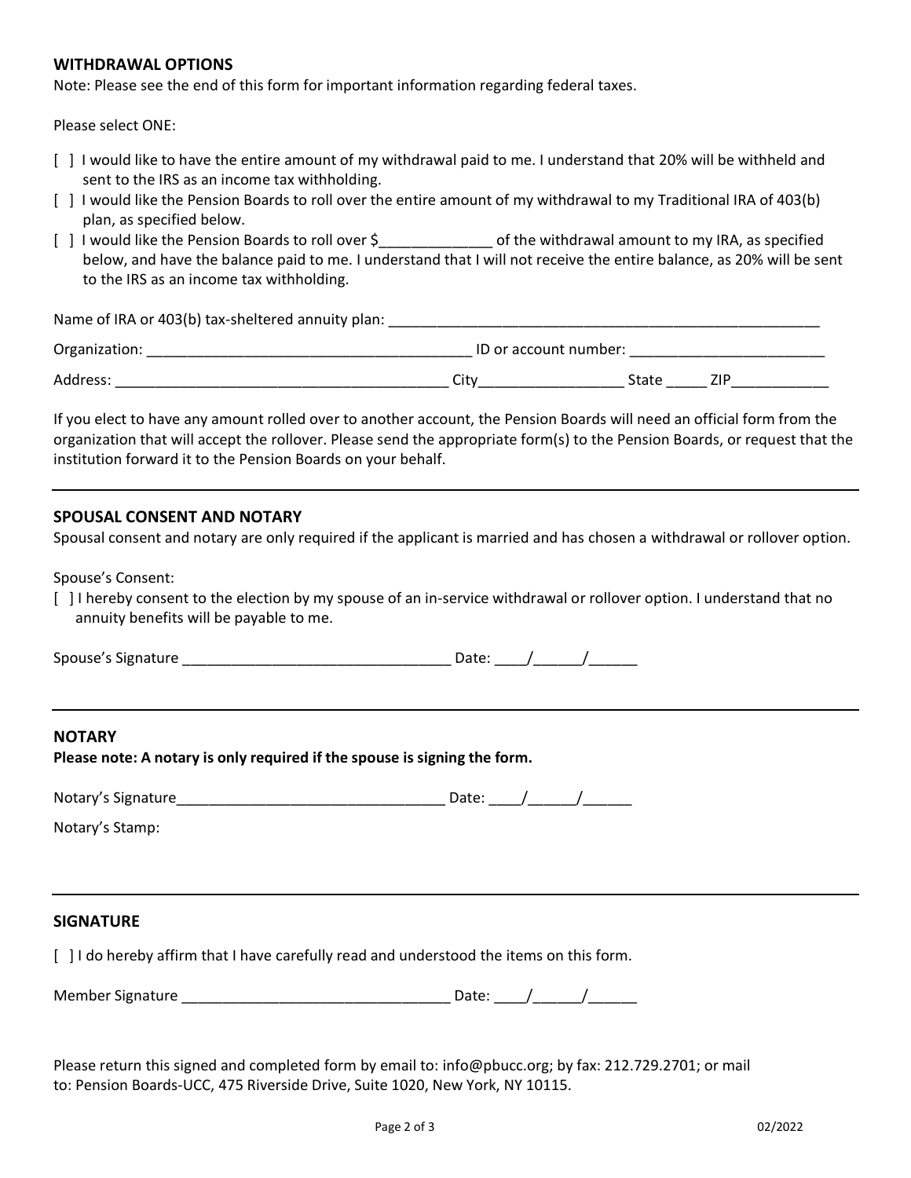## WITHDRAWAL OPTIONS

Note: Please see the end of this form for important information regarding federal taxes.

Please select ONE:

- [ ] I would like to have the entire amount of my withdrawal paid to me. I understand that 20% will be withheld and sent to the IRS as an income tax withholding.
- [ ] I would like the Pension Boards to roll over the entire amount of my withdrawal to my Traditional IRA of 403(b) plan, as specified below.
- [ ] I would like the Pension Boards to roll over $_____________ of the withdrawal amount to my IRA, as specified below, and have the balance paid to me. I understand that I will not receive the entire balance, as 20% will be sent to the IRS as an income tax withholding.

Name of IRA or 403(b) tax-sheltered annuity plan: _______________________________________________________

Organization: ________________________________________ ID or account number: ________________________

Address: _________________________________________ City_________________ State _____ ZIP___________

If you elect to have any amount rolled over to another account, the Pension Boards will need an official form from the organization that will accept the rollover. Please send the appropriate form(s) to the Pension Boards, or request that the institution forward it to the Pension Boards on your behalf.

---

## SPOUSAL CONSENT AND NOTARY

Spousal consent and notary are only required if the applicant is married and has chosen a withdrawal or rollover option.

Spouse's Consent:

- [ ] I hereby consent to the election by my spouse of an in-service withdrawal or rollover option. I understand that no annuity benefits will be payable to me.

Spouse's Signature _________________________________ Date: ____/______/______

---

## NOTARY

**Please note: A notary is only required if the spouse is signing the form.**

Notary's Signature_________________________________ Date: ____/______/______

Notary's Stamp:

---

## SIGNATURE

- [ ] I do hereby affirm that I have carefully read and understood the items on this form.

Member Signature _________________________________ Date: ____/______/______

Please return this signed and completed form by email to: info@pbucc.org; by fax: 212.729.2701; or mail to: Pension Boards-UCC, 475 Riverside Drive, Suite 1020, New York, NY 10115.

02/2022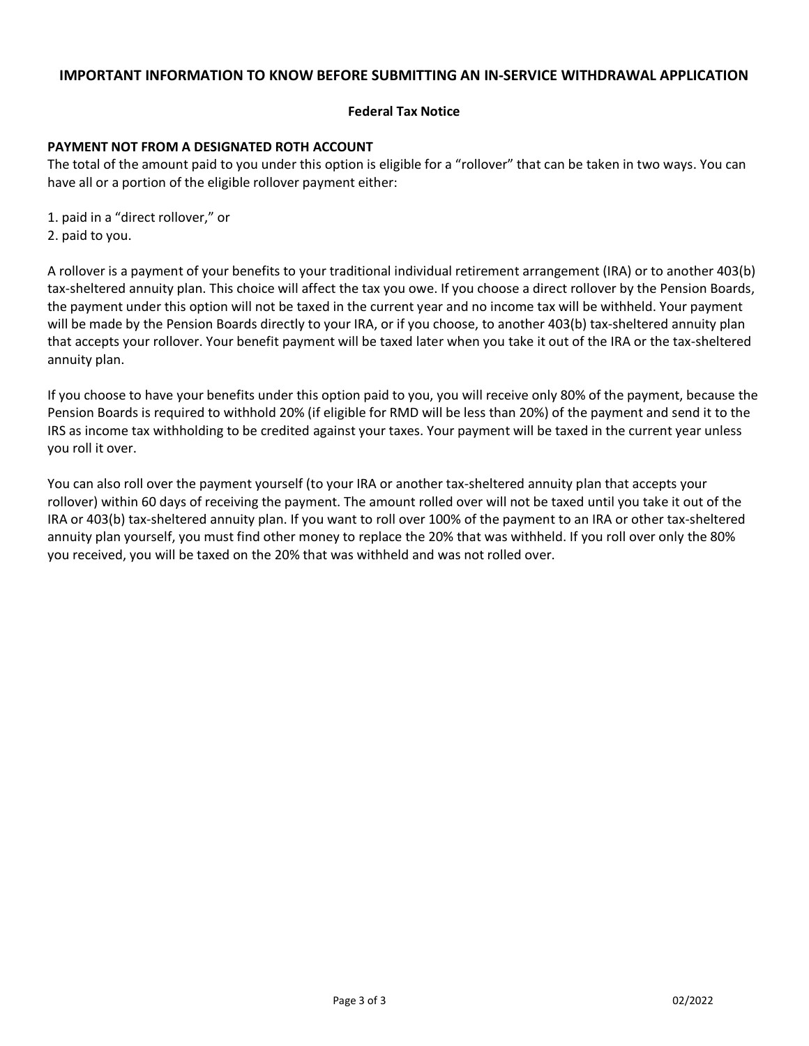## IMPORTANT INFORMATION TO KNOW BEFORE SUBMITTING AN IN-SERVICE WITHDRAWAL APPLICATION

### Federal Tax Notice

**PAYMENT NOT FROM A DESIGNATED ROTH ACCOUNT**

The total of the amount paid to you under this option is eligible for a "rollover" that can be taken in two ways. You can have all or a portion of the eligible rollover payment either:

1. paid in a "direct rollover," or
2. paid to you.

A rollover is a payment of your benefits to your traditional individual retirement arrangement (IRA) or to another 403(b) tax-sheltered annuity plan. This choice will affect the tax you owe. If you choose a direct rollover by the Pension Boards, the payment under this option will not be taxed in the current year and no income tax will be withheld. Your payment will be made by the Pension Boards directly to your IRA, or if you choose, to another 403(b) tax-sheltered annuity plan that accepts your rollover. Your benefit payment will be taxed later when you take it out of the IRA or the tax-sheltered annuity plan.

If you choose to have your benefits under this option paid to you, you will receive only 80% of the payment, because the Pension Boards is required to withhold 20% (if eligible for RMD will be less than 20%) of the payment and send it to the IRS as income tax withholding to be credited against your taxes. Your payment will be taxed in the current year unless you roll it over.

You can also roll over the payment yourself (to your IRA or another tax-sheltered annuity plan that accepts your rollover) within 60 days of receiving the payment. The amount rolled over will not be taxed until you take it out of the IRA or 403(b) tax-sheltered annuity plan. If you want to roll over 100% of the payment to an IRA or other tax-sheltered annuity plan yourself, you must find other money to replace the 20% that was withheld. If you roll over only the 80% you received, you will be taxed on the 20% that was withheld and was not rolled over.

02/2022